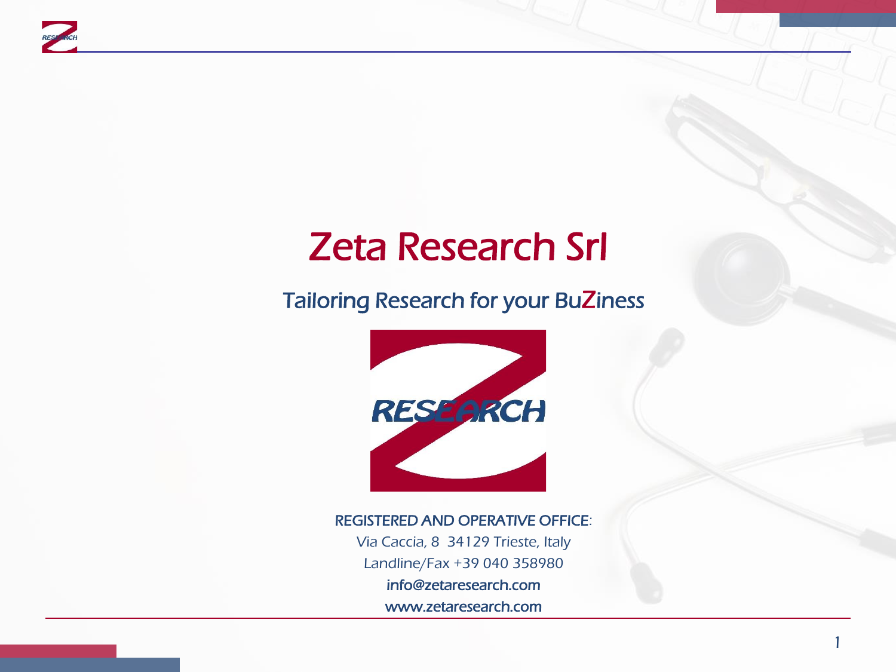# Zeta Research Srl

## Tailoring Research for your BuZiness

REGISTERED AND OPERATIVE OFFICE:

Via Caccia, 8 34129 Trieste, Italy

Landline/Fax +39 040 358980

info@zetaresearch.com

www.zetaresearch.com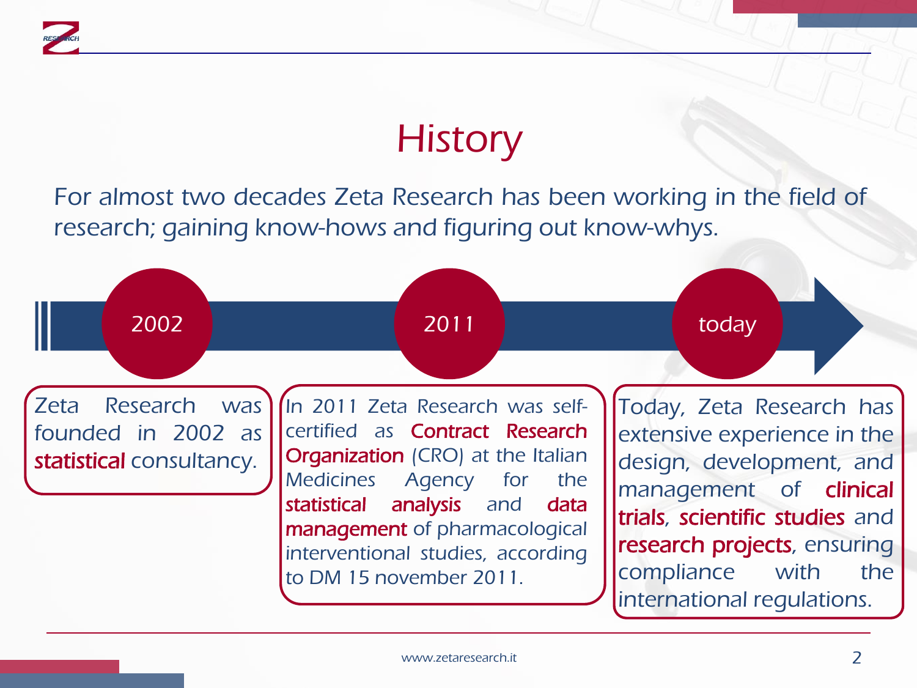# History

For almost two decades Zeta Research has been working in the field of research; gaining know-hows and figuring out know-whys.

## 2002

Zeta Research was founded in 2002 as **statistical** consultancy.

## 2011

In 2011 Zeta Research was self-certified as **Contract Research Organization** (CRO) at the Italian Medicines Agency for the **statistical analysis** and **data management** of pharmacological interventional studies, according to DM 15 november 2011.

## today

Today, Zeta Research has extensive experience in the design, development, and management of **clinical trials**, **scientific studies** and **research projects**, ensuring compliance with the international regulations.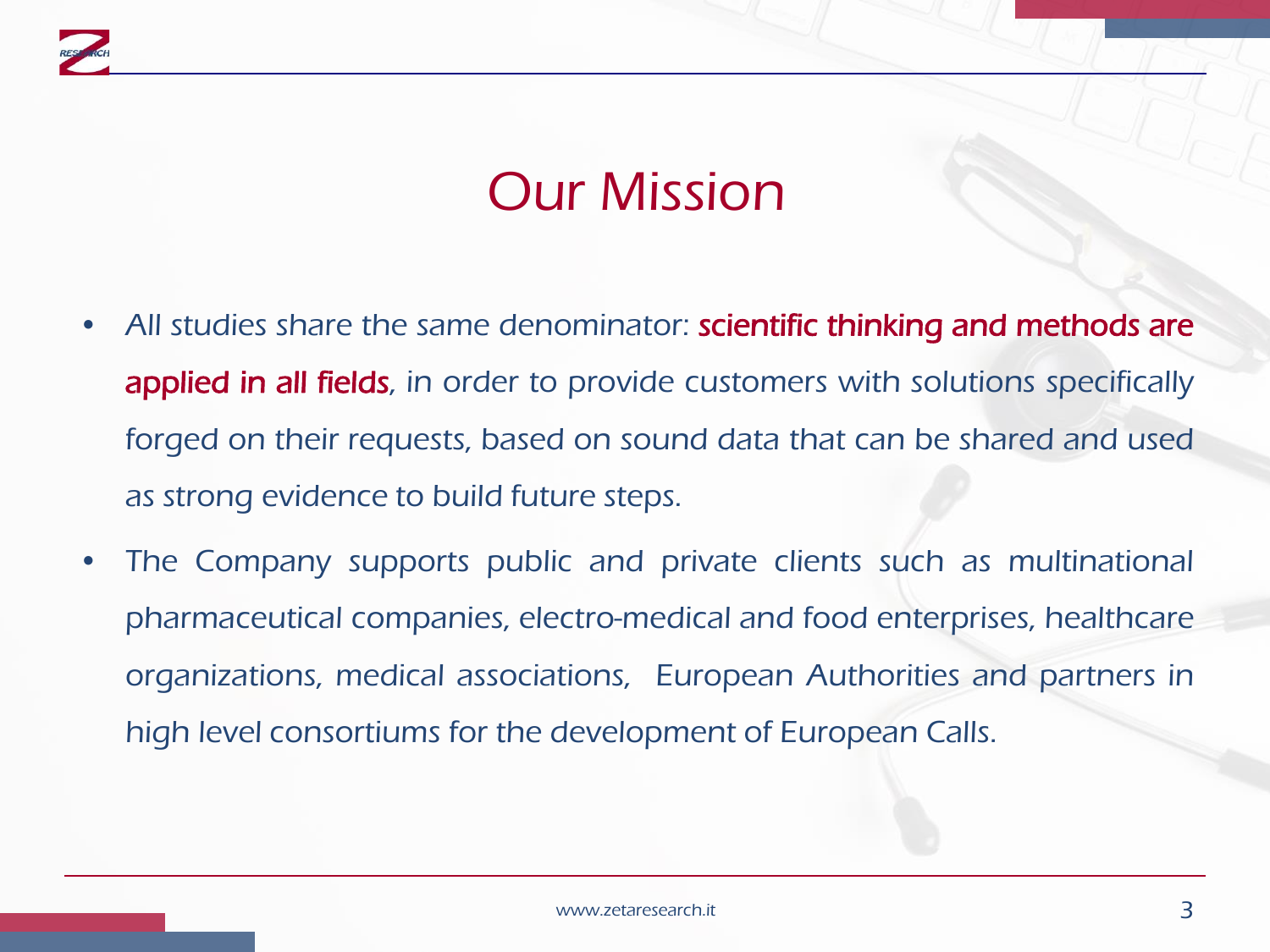# Our Mission

- *All studies share the same denominator:* **scientific thinking and methods are applied in all fields***, in order to provide customers with solutions specifically forged on their requests, based on sound data that can be shared and used as strong evidence to build future steps.*
- *The Company supports public and private clients such as multinational pharmaceutical companies, electro-medical and food enterprises, healthcare organizations, medical associations, European Authorities and partners in high level consortiums for the development of European Calls.*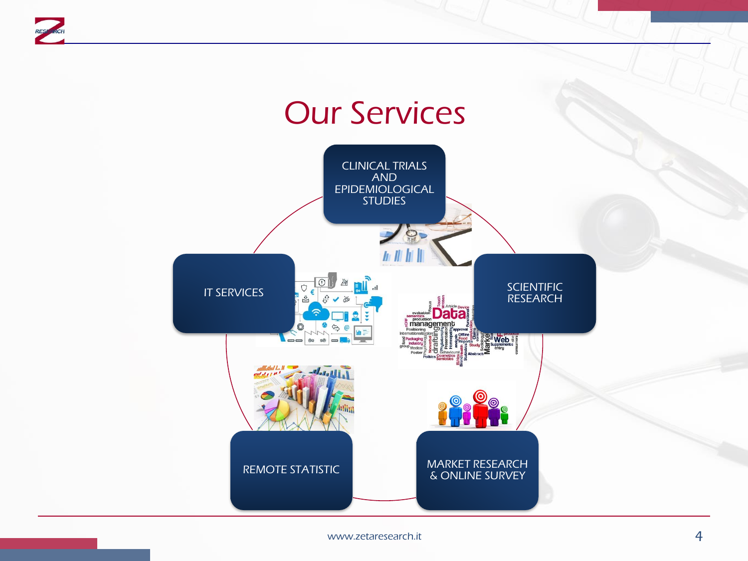# Our Services

- CLINICAL TRIALS AND EPIDEMIOLOGICAL STUDIES
- SCIENTIFIC RESEARCH
- MARKET RESEARCH & ONLINE SURVEY
- REMOTE STATISTIC
- IT SERVICES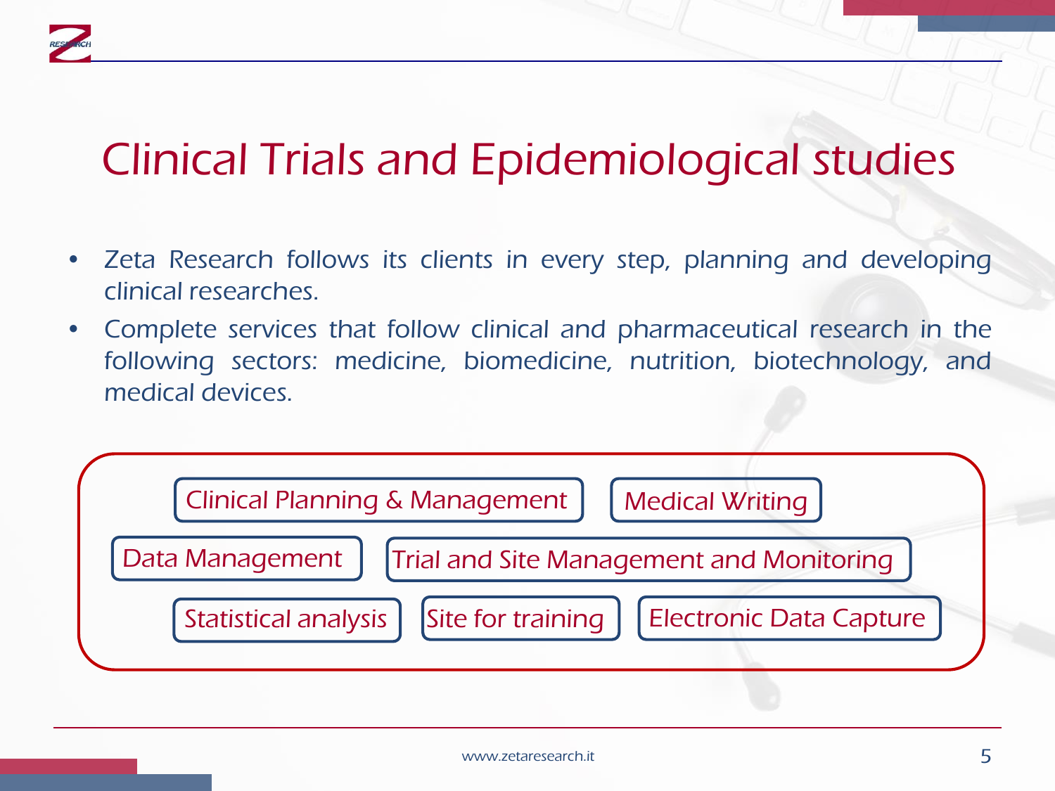# Clinical Trials and Epidemiological studies

- Zeta Research follows its clients in every step, planning and developing clinical researches.
- Complete services that follow clinical and pharmaceutical research in the following sectors: medicine, biomedicine, nutrition, biotechnology, and medical devices.

Clinical Planning & Management

Medical Writing

Data Management

Trial and Site Management and Monitoring

Statistical analysis

Site for training

Electronic Data Capture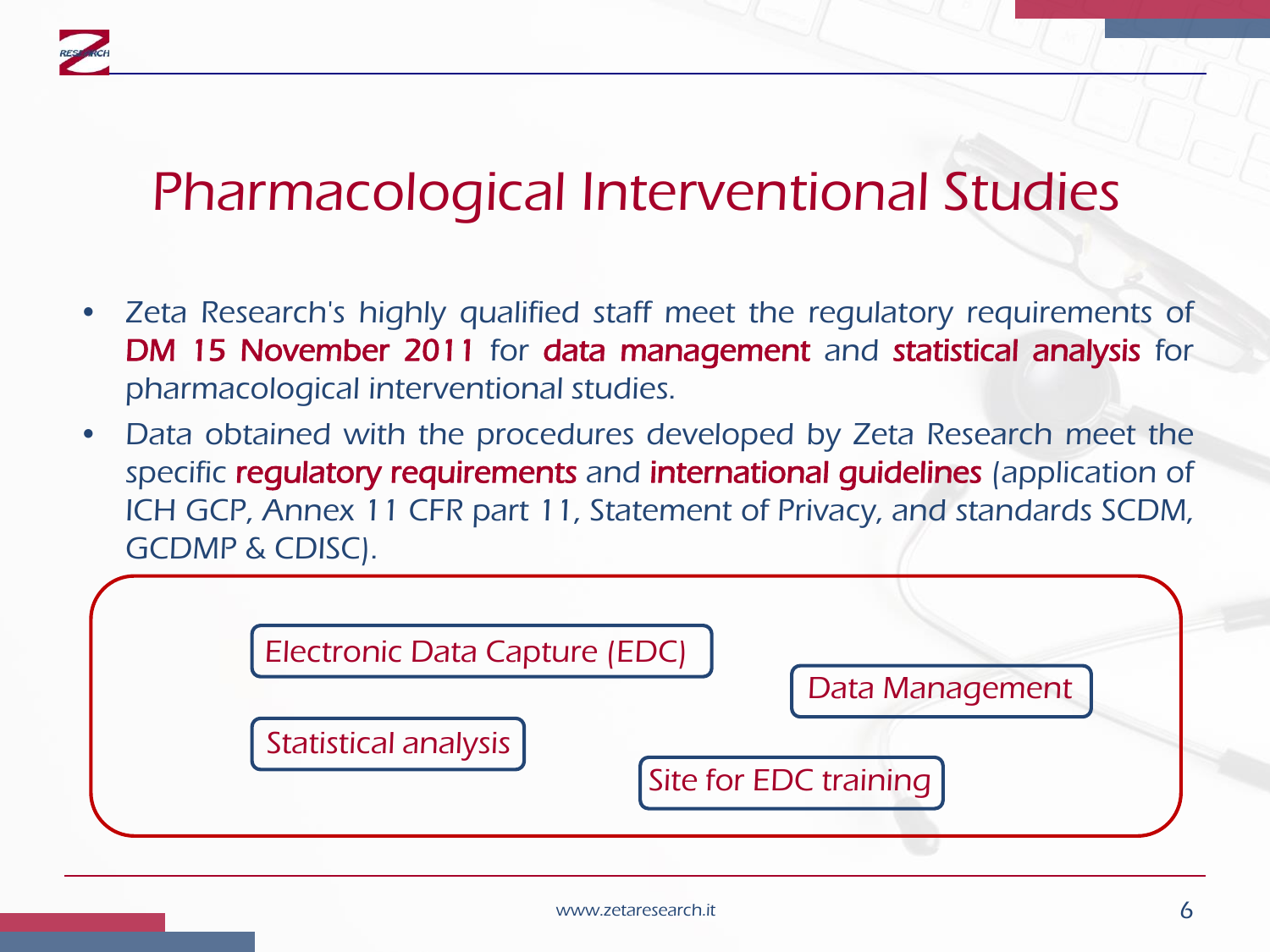# Pharmacological Interventional Studies

- *Zeta Research's highly qualified staff meet the regulatory requirements of* **DM 15 November 2011** *for* **data management** *and* **statistical analysis** *for pharmacological interventional studies.*
- Data obtained with the procedures developed by Zeta Research meet the specific **regulatory requirements** and **international guidelines** (application of ICH GCP, Annex 11 CFR part 11, Statement of Privacy, and standards SCDM, GCDMP & CDISC).

- Electronic Data Capture (EDC)
- Data Management
- Statistical analysis
- Site for EDC training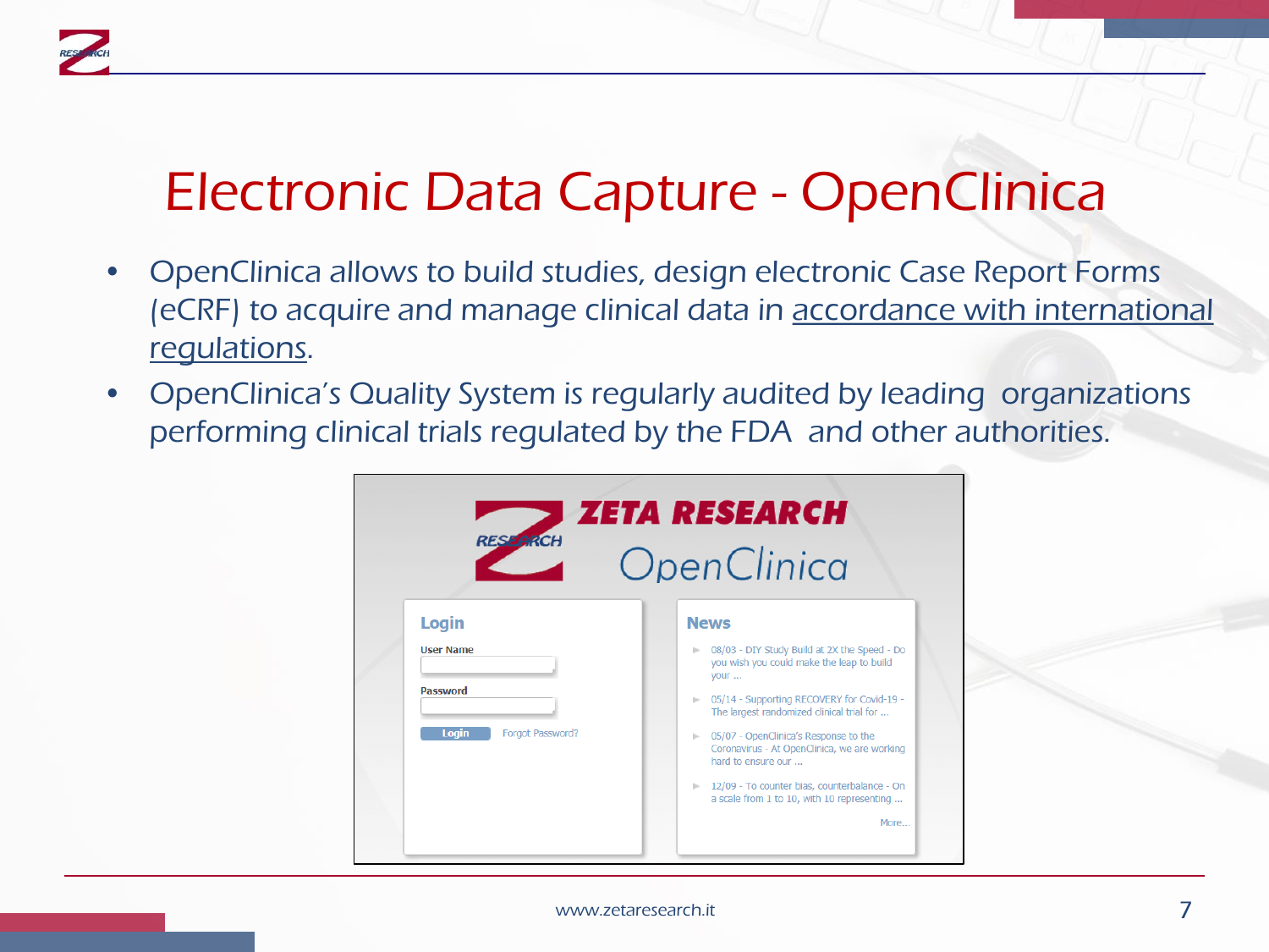# Electronic Data Capture - OpenClinica

- OpenClinica allows to build studies, design electronic Case Report Forms (eCRF) to acquire and manage clinical data in accordance with international regulations.
- OpenClinica's Quality System is regularly audited by leading organizations performing clinical trials regulated by the FDA and other authorities.

ZETA RESEARCH
OpenClinica

**Login**

User Name

Password

Login Forgot Password?

**News**

- 08/03 - DIY Study Build at 2X the Speed - Do you wish you could make the leap to build your ...
- 05/14 - Supporting RECOVERY for Covid-19 - The largest randomized clinical trial for ...
- 05/07 - OpenClinica's Response to the Coronavirus - At OpenClinica, we are working hard to ensure our ...
- 12/09 - To counter bias, counterbalance - On a scale from 1 to 10, with 10 representing ...

More...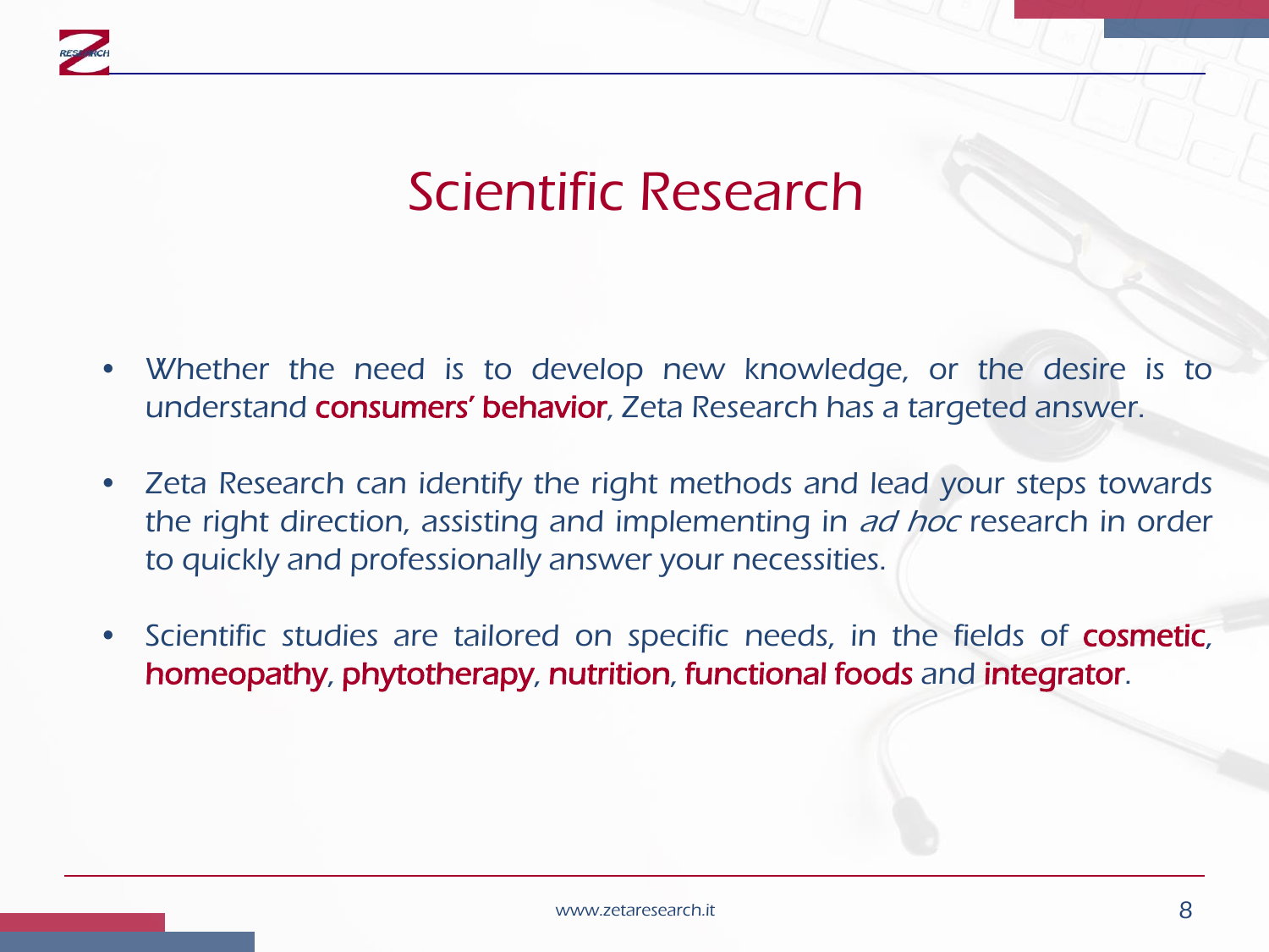# Scientific Research

- Whether the need is to develop new knowledge, or the desire is to understand **consumers' behavior**, Zeta Research has a targeted answer.
- Zeta Research can identify the right methods and lead your steps towards the right direction, assisting and implementing in *ad hoc* research in order to quickly and professionally answer your necessities.
- Scientific studies are tailored on specific needs, in the fields of **cosmetic**, **homeopathy**, **phytotherapy**, **nutrition**, **functional foods** and **integrator**.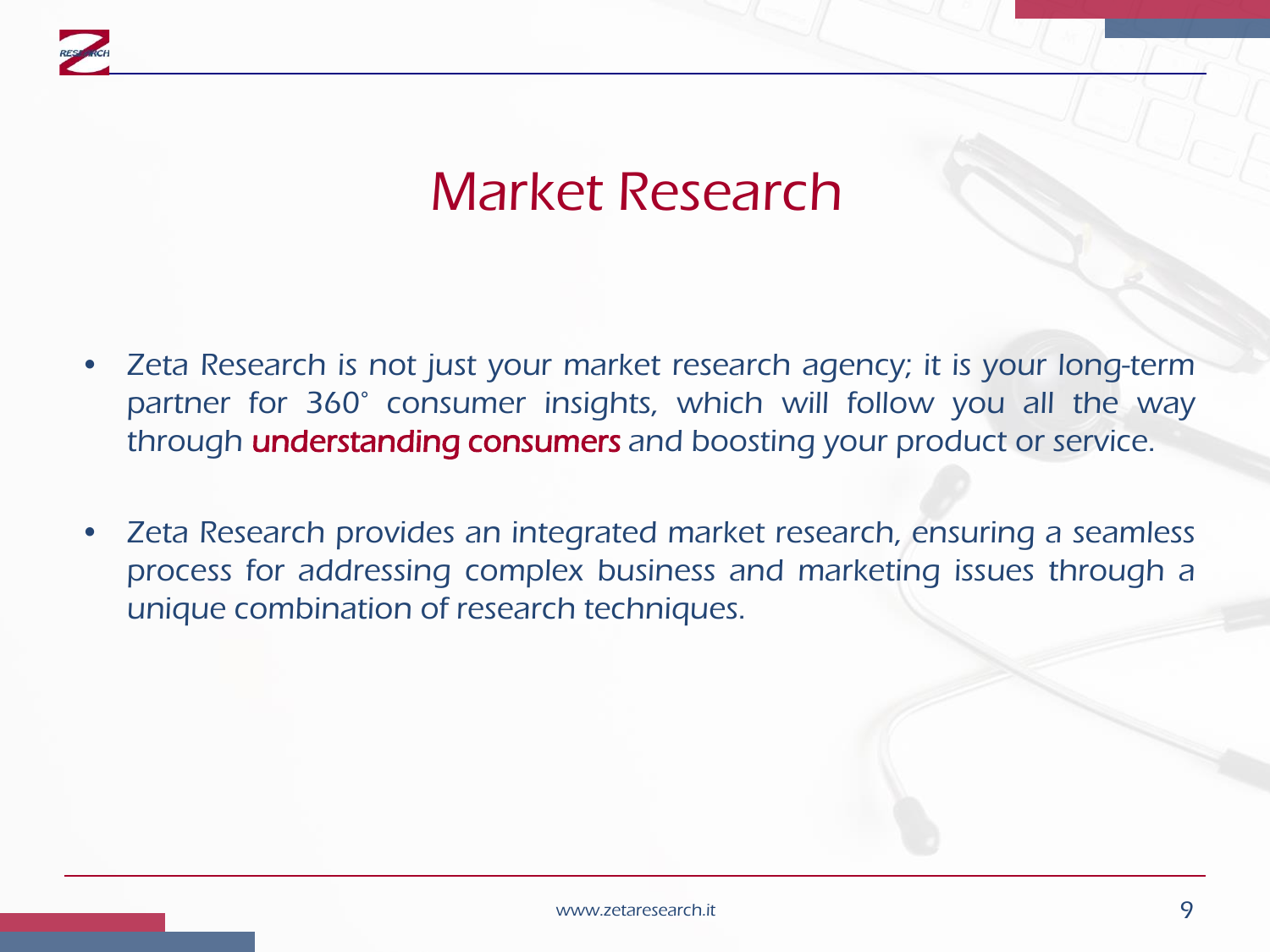# Market Research

- *Zeta Research is not just your market research agency; it is your long-term partner for 360° consumer insights, which will follow you all the way through* understanding consumers *and boosting your product or service.*
- *Zeta Research provides an integrated market research, ensuring a seamless process for addressing complex business and marketing issues through a unique combination of research techniques.*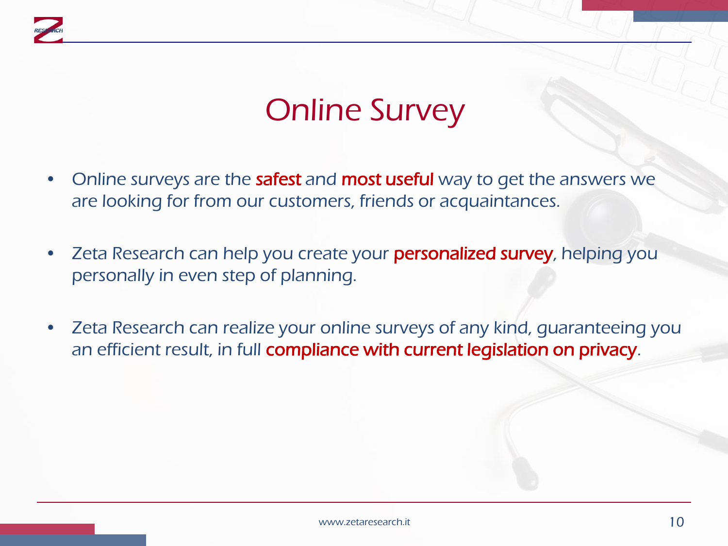# Online Survey

- Online surveys are the **safest** and **most useful** way to get the answers we are looking for from our customers, friends or acquaintances.
- Zeta Research can help you create your **personalized survey**, helping you personally in even step of planning.
- Zeta Research can realize your online surveys of any kind, guaranteeing you an efficient result, in full **compliance with current legislation on privacy**.

www.zetaresearch.it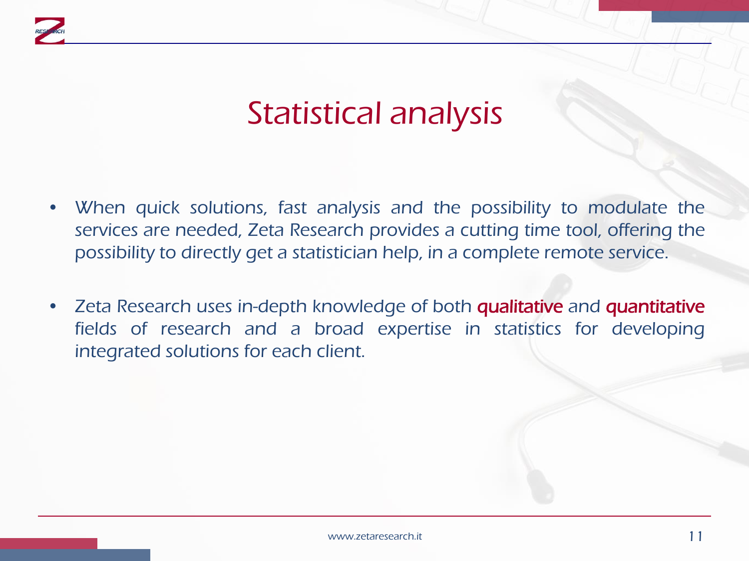# Statistical analysis

- When quick solutions, fast analysis and the possibility to modulate the services are needed, Zeta Research provides a cutting time tool, offering the possibility to directly get a statistician help, in a complete remote service.

- Zeta Research uses in-depth knowledge of both **qualitative** and **quantitative** fields of research and a broad expertise in statistics for developing integrated solutions for each client.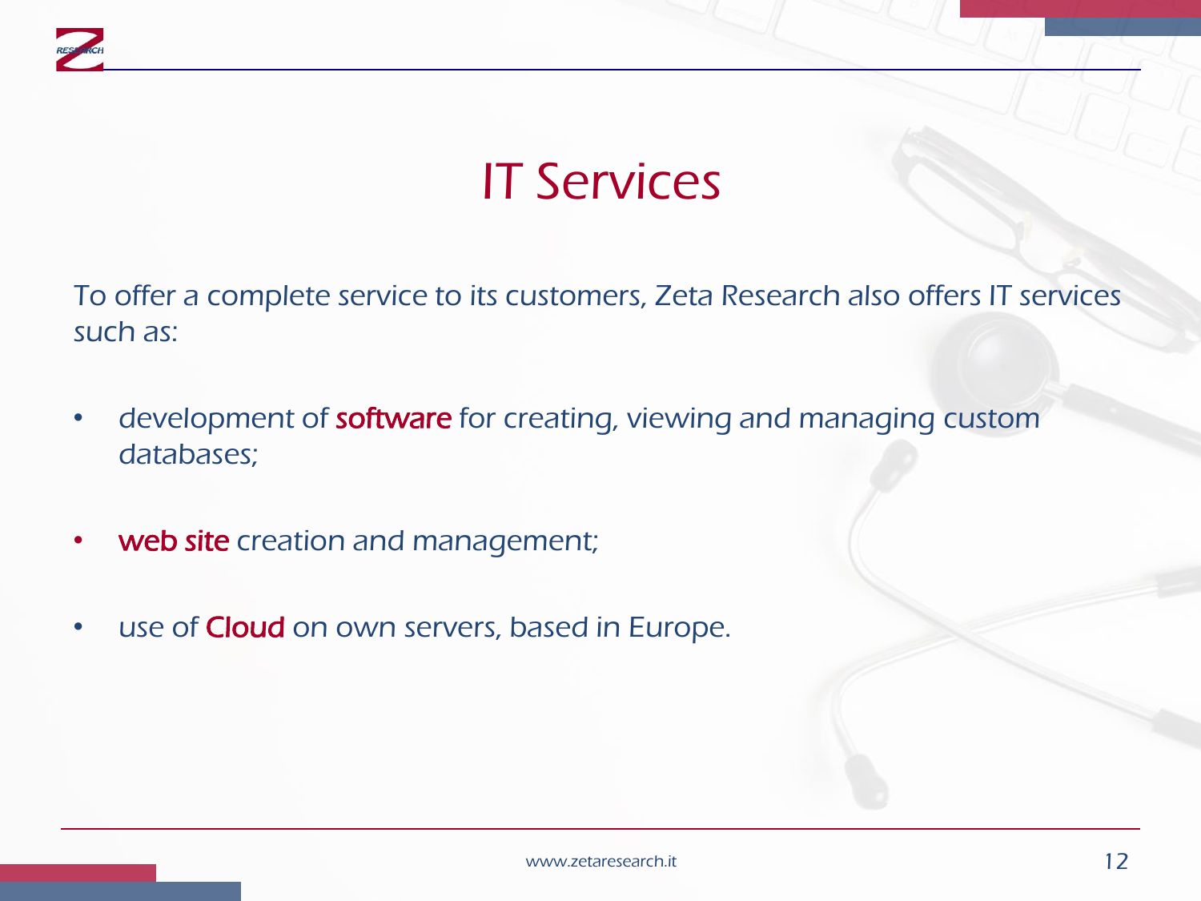# IT Services

To offer a complete service to its customers, Zeta Research also offers IT services such as:

- development of **software** for creating, viewing and managing custom databases;
- **web site** creation and management;
- use of **Cloud** on own servers, based in Europe.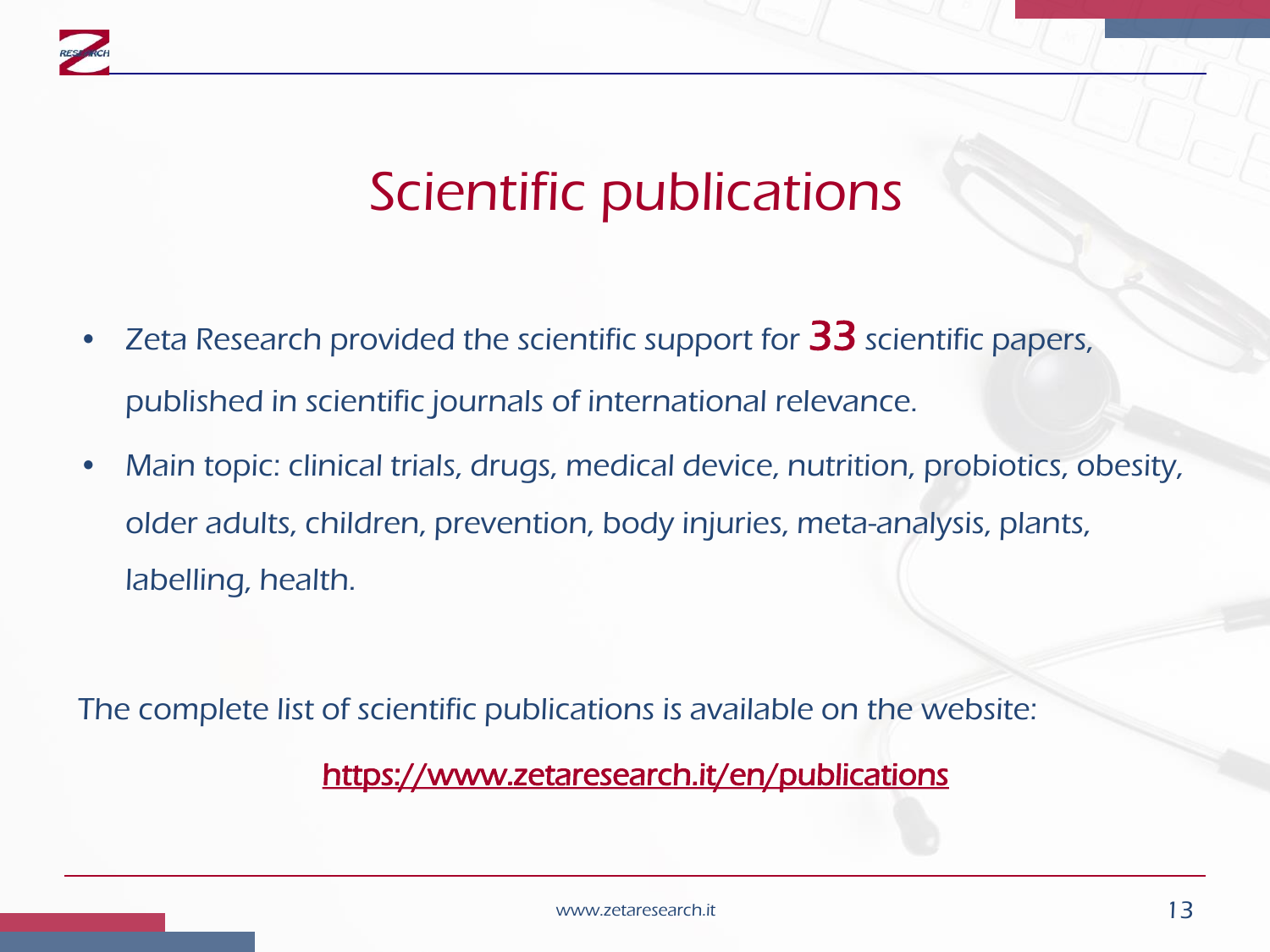# Scientific publications

- Zeta Research provided the scientific support for **33** scientific papers, published in scientific journals of international relevance.
- Main topic: clinical trials, drugs, medical device, nutrition, probiotics, obesity, older adults, children, prevention, body injuries, meta-analysis, plants, labelling, health.

The complete list of scientific publications is available on the website:

https://www.zetaresearch.it/en/publications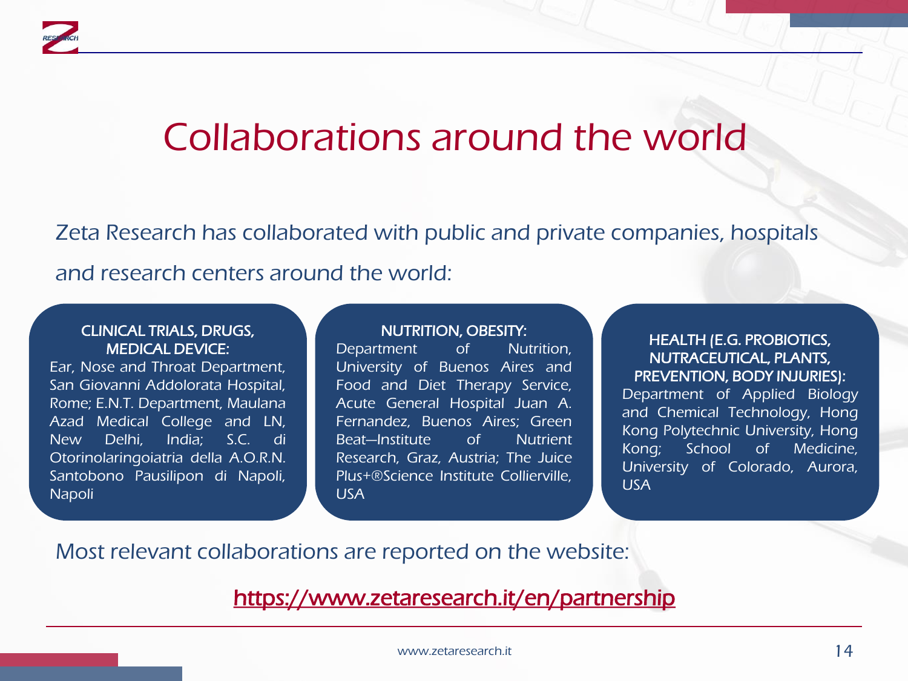# Collaborations around the world

Zeta Research has collaborated with public and private companies, hospitals and research centers around the world:

**CLINICAL TRIALS, DRUGS, MEDICAL DEVICE:**
Ear, Nose and Throat Department, San Giovanni Addolorata Hospital, Rome; E.N.T. Department, Maulana Azad Medical College and LN, New Delhi, India; S.C. di Otorinolaringoiatria della A.O.R.N. Santobono Pausilipon di Napoli, Napoli

**NUTRITION, OBESITY:**
Department of Nutrition, University of Buenos Aires and Food and Diet Therapy Service, Acute General Hospital Juan A. Fernandez, Buenos Aires; Green Beat—Institute of Nutrient Research, Graz, Austria; The Juice Plus+®Science Institute Collierville, USA

**HEALTH (E.G. PROBIOTICS, NUTRACEUTICAL, PLANTS, PREVENTION, BODY INJURIES):**
Department of Applied Biology and Chemical Technology, Hong Kong Polytechnic University, Hong Kong; School of Medicine, University of Colorado, Aurora, USA

Most relevant collaborations are reported on the website:

https://www.zetaresearch.it/en/partnership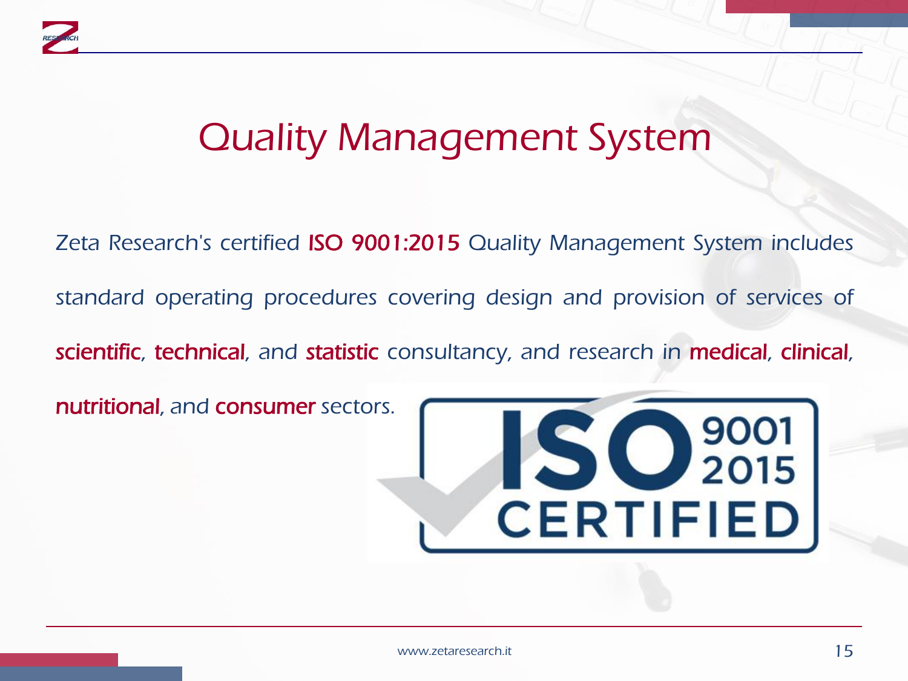# Quality Management System

Zeta Research's certified ISO 9001:2015 Quality Management System includes standard operating procedures covering design and provision of services of scientific, technical, and statistic consultancy, and research in medical, clinical, nutritional, and consumer sectors.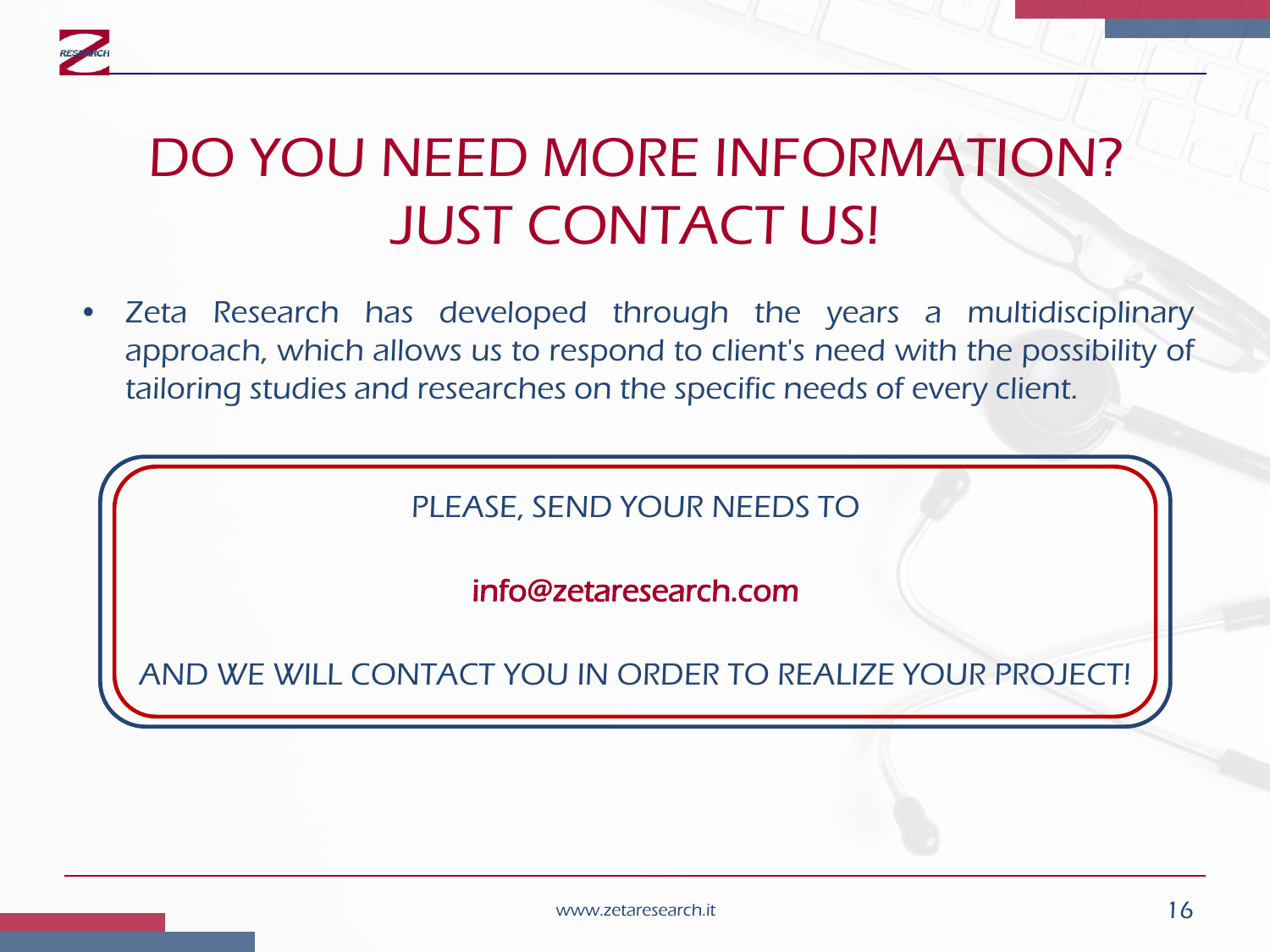# DO YOU NEED MORE INFORMATION? JUST CONTACT US!

- *Zeta Research has developed through the years a multidisciplinary approach, which allows us to respond to client's need with the possibility of tailoring studies and researches on the specific needs of every client.*

PLEASE, SEND YOUR NEEDS TO

info@zetaresearch.com

AND WE WILL CONTACT YOU IN ORDER TO REALIZE YOUR PROJECT!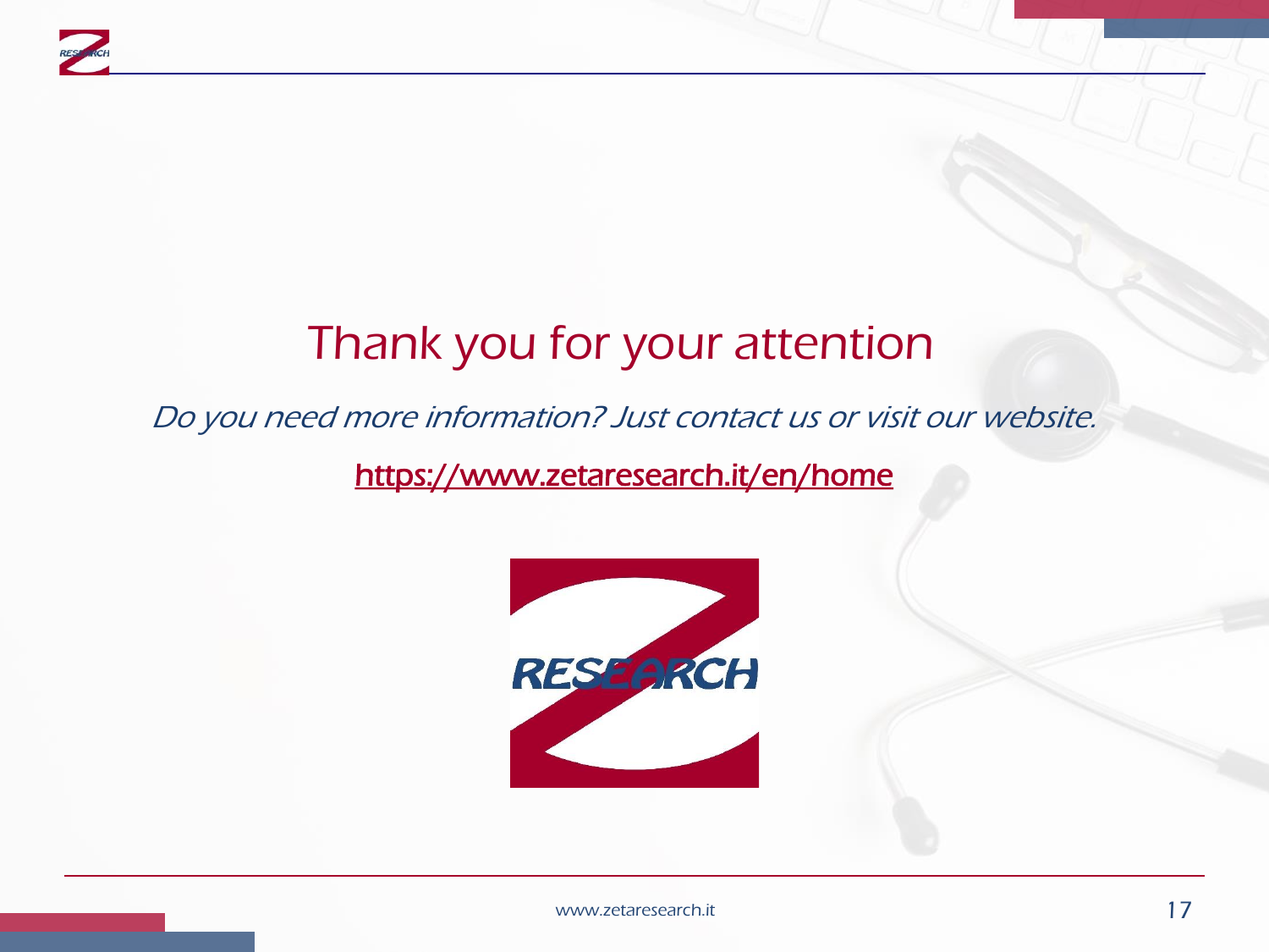# Thank you for your attention

*Do you need more information? Just contact us or visit our website.*

https://www.zetaresearch.it/en/home